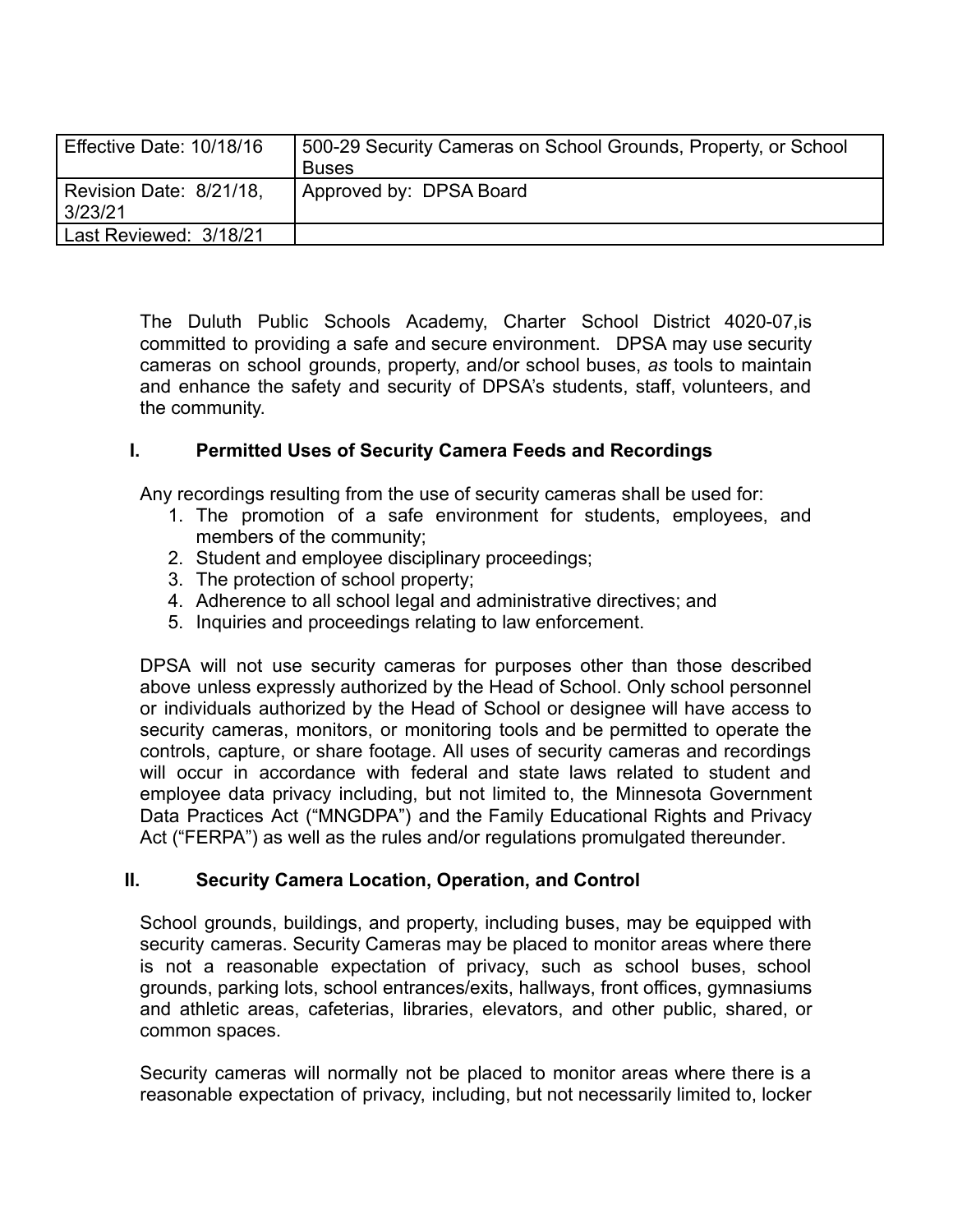| Effective Date: 10/18/16 | 500-29 Security Cameras on School Grounds, Property, or School Buses |
|---|---|
| Revision Date: 8/21/18, 3/23/21 | Approved by: DPSA Board |
| Last Reviewed: 3/18/21 | |

The Duluth Public Schools Academy, Charter School District 4020-07,is committed to providing a safe and secure environment. DPSA may use security cameras on school grounds, property, and/or school buses, *as* tools to maintain and enhance the safety and security of DPSA's students, staff, volunteers, and the community.

## I. Permitted Uses of Security Camera Feeds and Recordings

Any recordings resulting from the use of security cameras shall be used for:

1. The promotion of a safe environment for students, employees, and members of the community;
2. Student and employee disciplinary proceedings;
3. The protection of school property;
4. Adherence to all school legal and administrative directives; and
5. Inquiries and proceedings relating to law enforcement.

DPSA will not use security cameras for purposes other than those described above unless expressly authorized by the Head of School. Only school personnel or individuals authorized by the Head of School or designee will have access to security cameras, monitors, or monitoring tools and be permitted to operate the controls, capture, or share footage. All uses of security cameras and recordings will occur in accordance with federal and state laws related to student and employee data privacy including, but not limited to, the Minnesota Government Data Practices Act ("MNGDPA") and the Family Educational Rights and Privacy Act ("FERPA") as well as the rules and/or regulations promulgated thereunder.

## II. Security Camera Location, Operation, and Control

School grounds, buildings, and property, including buses, may be equipped with security cameras. Security Cameras may be placed to monitor areas where there is not a reasonable expectation of privacy, such as school buses, school grounds, parking lots, school entrances/exits, hallways, front offices, gymnasiums and athletic areas, cafeterias, libraries, elevators, and other public, shared, or common spaces.

Security cameras will normally not be placed to monitor areas where there is a reasonable expectation of privacy, including, but not necessarily limited to, locker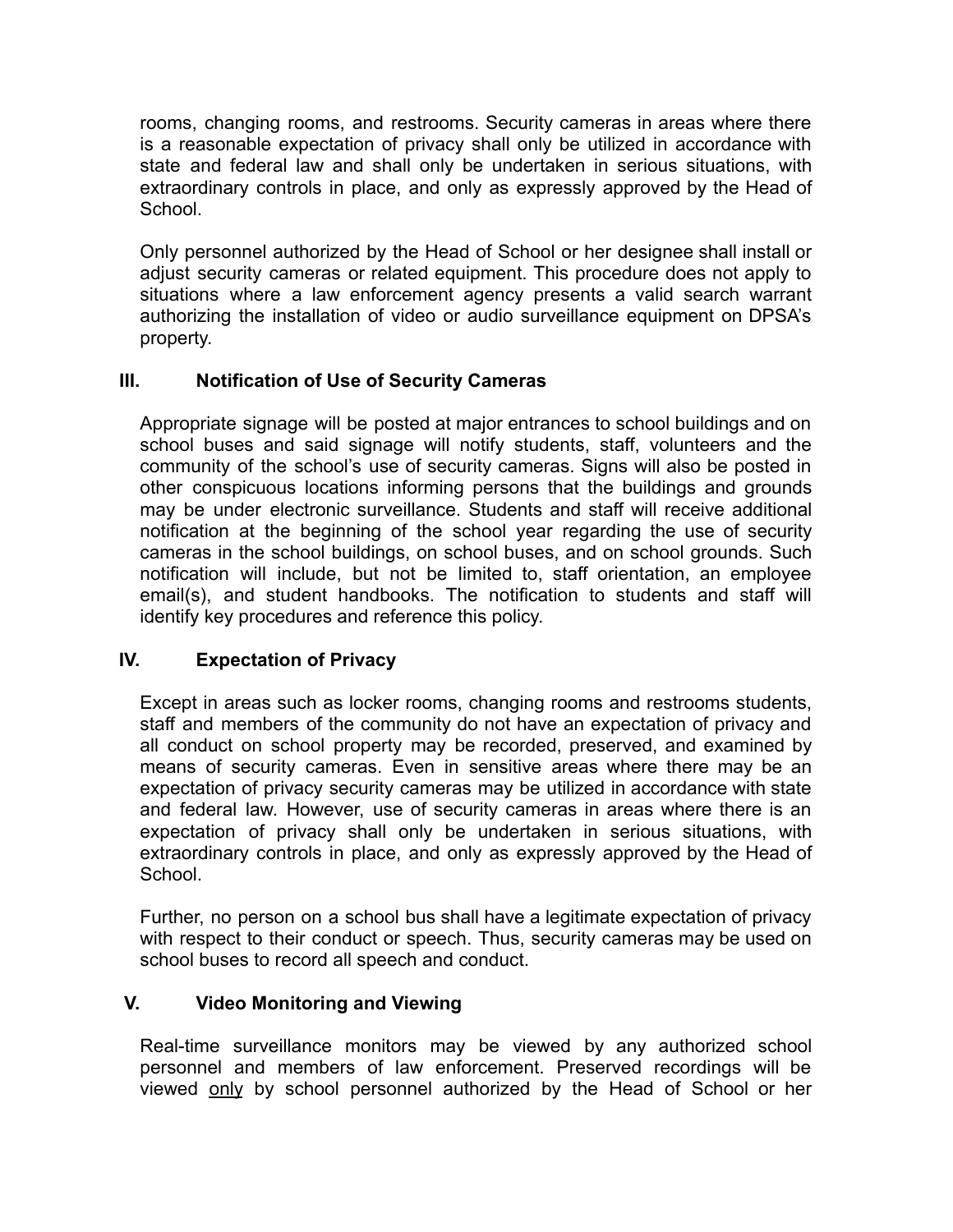rooms, changing rooms, and restrooms. Security cameras in areas where there is a reasonable expectation of privacy shall only be utilized in accordance with state and federal law and shall only be undertaken in serious situations, with extraordinary controls in place, and only as expressly approved by the Head of School.

Only personnel authorized by the Head of School or her designee shall install or adjust security cameras or related equipment. This procedure does not apply to situations where a law enforcement agency presents a valid search warrant authorizing the installation of video or audio surveillance equipment on DPSA's property.

## III. Notification of Use of Security Cameras

Appropriate signage will be posted at major entrances to school buildings and on school buses and said signage will notify students, staff, volunteers and the community of the school's use of security cameras. Signs will also be posted in other conspicuous locations informing persons that the buildings and grounds may be under electronic surveillance. Students and staff will receive additional notification at the beginning of the school year regarding the use of security cameras in the school buildings, on school buses, and on school grounds. Such notification will include, but not be limited to, staff orientation, an employee email(s), and student handbooks. The notification to students and staff will identify key procedures and reference this policy.

## IV. Expectation of Privacy

Except in areas such as locker rooms, changing rooms and restrooms students, staff and members of the community do not have an expectation of privacy and all conduct on school property may be recorded, preserved, and examined by means of security cameras. Even in sensitive areas where there may be an expectation of privacy security cameras may be utilized in accordance with state and federal law. However, use of security cameras in areas where there is an expectation of privacy shall only be undertaken in serious situations, with extraordinary controls in place, and only as expressly approved by the Head of School.

Further, no person on a school bus shall have a legitimate expectation of privacy with respect to their conduct or speech. Thus, security cameras may be used on school buses to record all speech and conduct.

## V. Video Monitoring and Viewing

Real-time surveillance monitors may be viewed by any authorized school personnel and members of law enforcement. Preserved recordings will be viewed <u>only</u> by school personnel authorized by the Head of School or her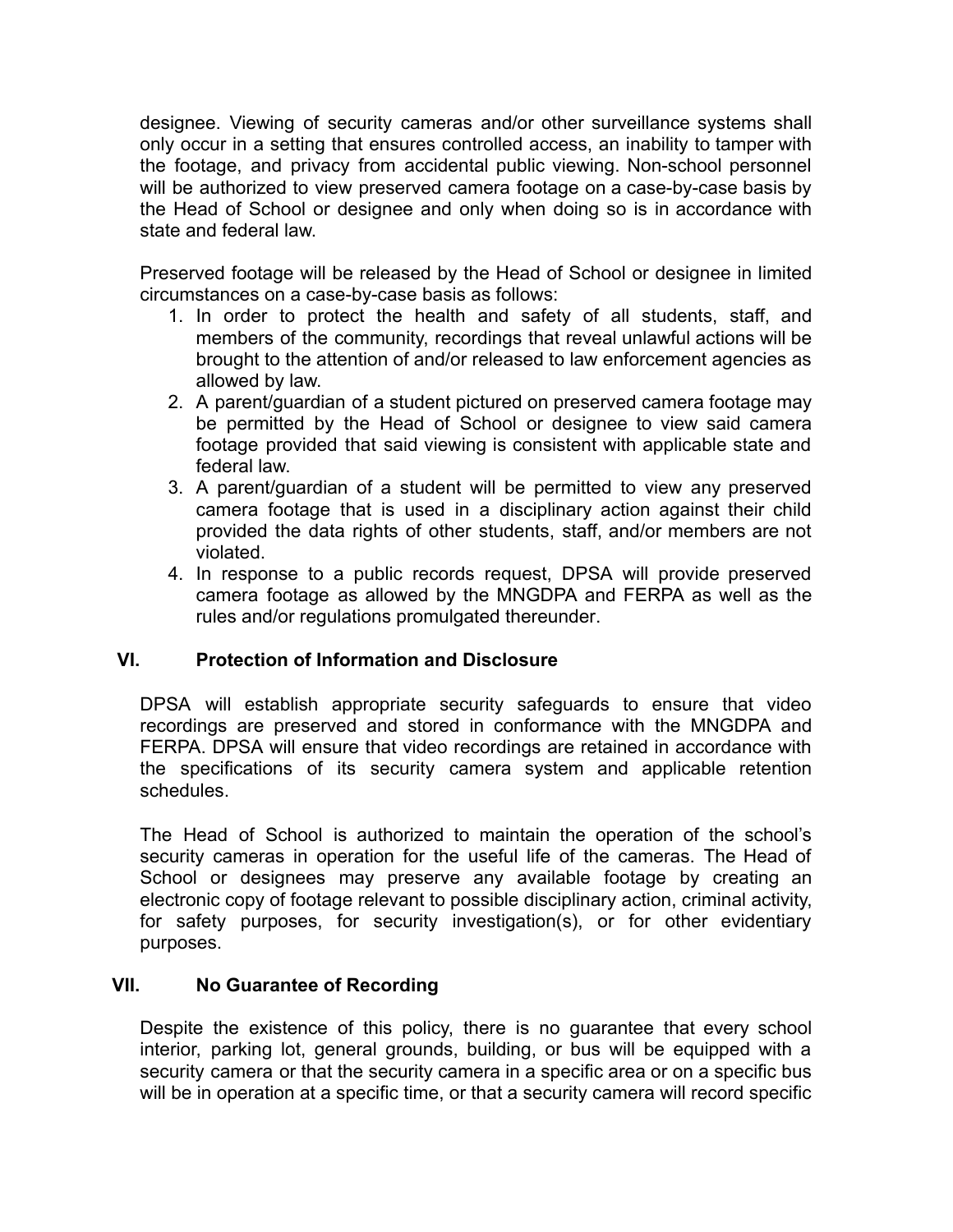designee. Viewing of security cameras and/or other surveillance systems shall only occur in a setting that ensures controlled access, an inability to tamper with the footage, and privacy from accidental public viewing. Non-school personnel will be authorized to view preserved camera footage on a case-by-case basis by the Head of School or designee and only when doing so is in accordance with state and federal law.

Preserved footage will be released by the Head of School or designee in limited circumstances on a case-by-case basis as follows:

1. In order to protect the health and safety of all students, staff, and members of the community, recordings that reveal unlawful actions will be brought to the attention of and/or released to law enforcement agencies as allowed by law.
2. A parent/guardian of a student pictured on preserved camera footage may be permitted by the Head of School or designee to view said camera footage provided that said viewing is consistent with applicable state and federal law.
3. A parent/guardian of a student will be permitted to view any preserved camera footage that is used in a disciplinary action against their child provided the data rights of other students, staff, and/or members are not violated.
4. In response to a public records request, DPSA will provide preserved camera footage as allowed by the MNGDPA and FERPA as well as the rules and/or regulations promulgated thereunder.

## VI. Protection of Information and Disclosure

DPSA will establish appropriate security safeguards to ensure that video recordings are preserved and stored in conformance with the MNGDPA and FERPA. DPSA will ensure that video recordings are retained in accordance with the specifications of its security camera system and applicable retention schedules.

The Head of School is authorized to maintain the operation of the school's security cameras in operation for the useful life of the cameras. The Head of School or designees may preserve any available footage by creating an electronic copy of footage relevant to possible disciplinary action, criminal activity, for safety purposes, for security investigation(s), or for other evidentiary purposes.

## VII. No Guarantee of Recording

Despite the existence of this policy, there is no guarantee that every school interior, parking lot, general grounds, building, or bus will be equipped with a security camera or that the security camera in a specific area or on a specific bus will be in operation at a specific time, or that a security camera will record specific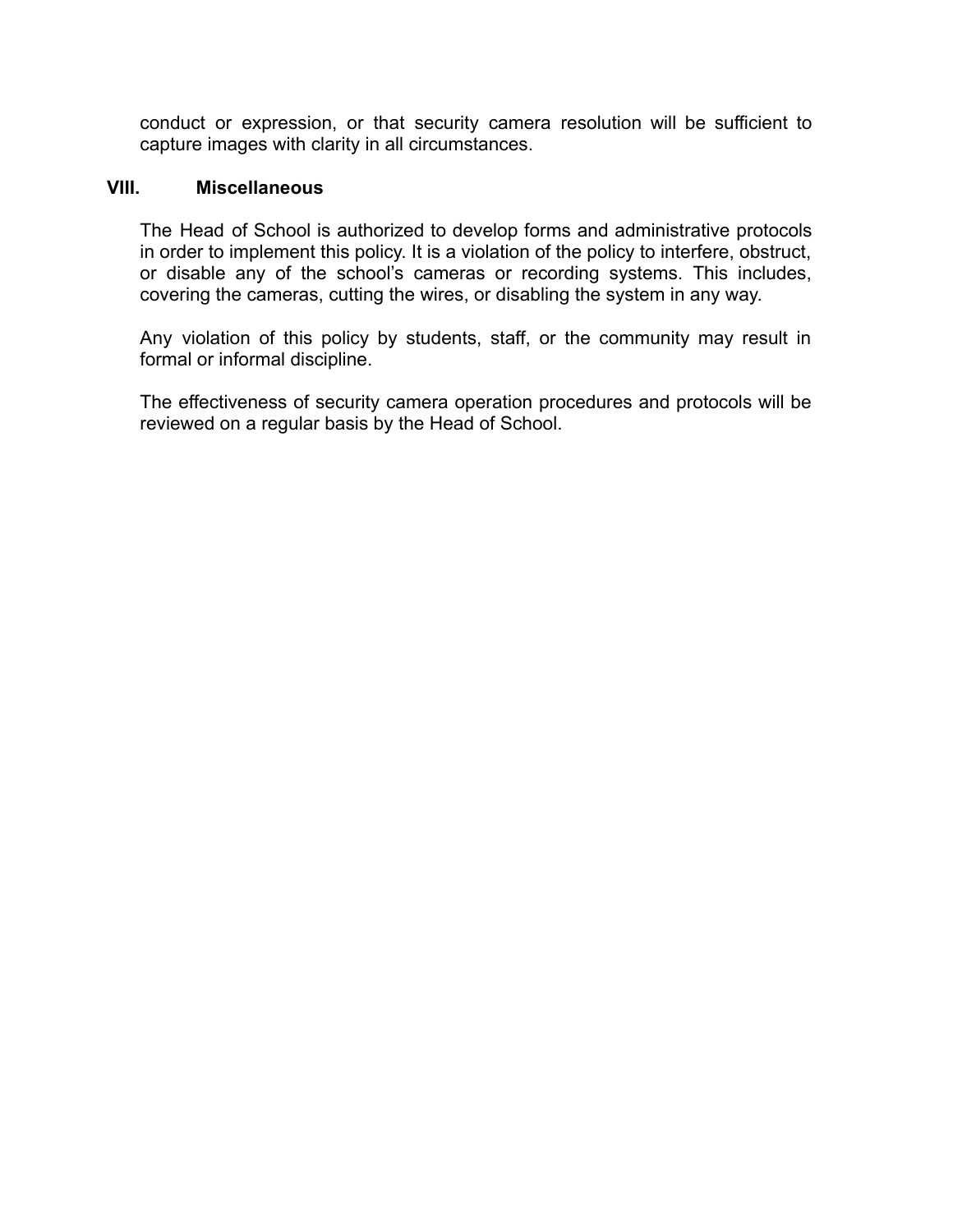conduct or expression, or that security camera resolution will be sufficient to capture images with clarity in all circumstances.

## VIII. Miscellaneous

The Head of School is authorized to develop forms and administrative protocols in order to implement this policy. It is a violation of the policy to interfere, obstruct, or disable any of the school's cameras or recording systems. This includes, covering the cameras, cutting the wires, or disabling the system in any way.

Any violation of this policy by students, staff, or the community may result in formal or informal discipline.

The effectiveness of security camera operation procedures and protocols will be reviewed on a regular basis by the Head of School.